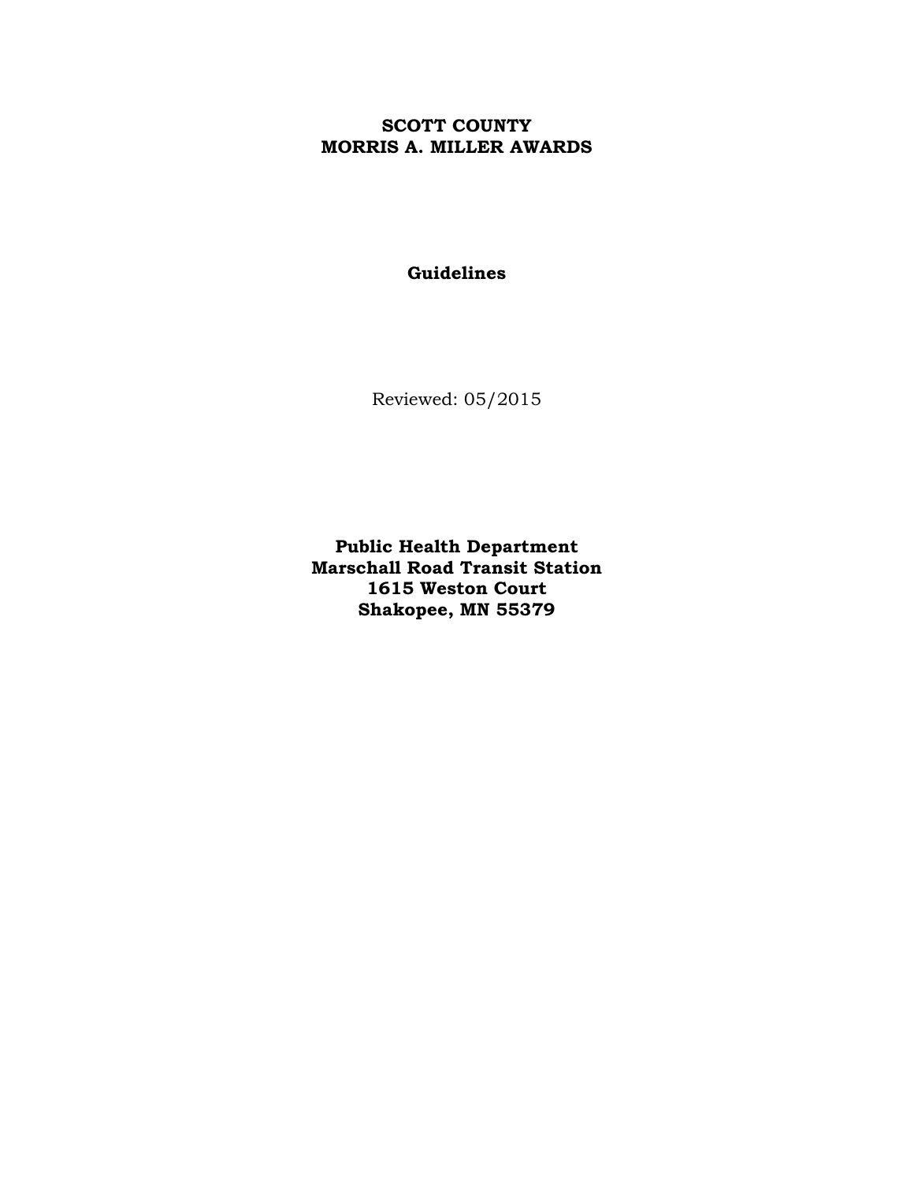# SCOTT COUNTY
# MORRIS A. MILLER AWARDS

**Guidelines**

Reviewed: 05/2015

**Public Health Department**
**Marschall Road Transit Station**
**1615 Weston Court**
**Shakopee, MN 55379**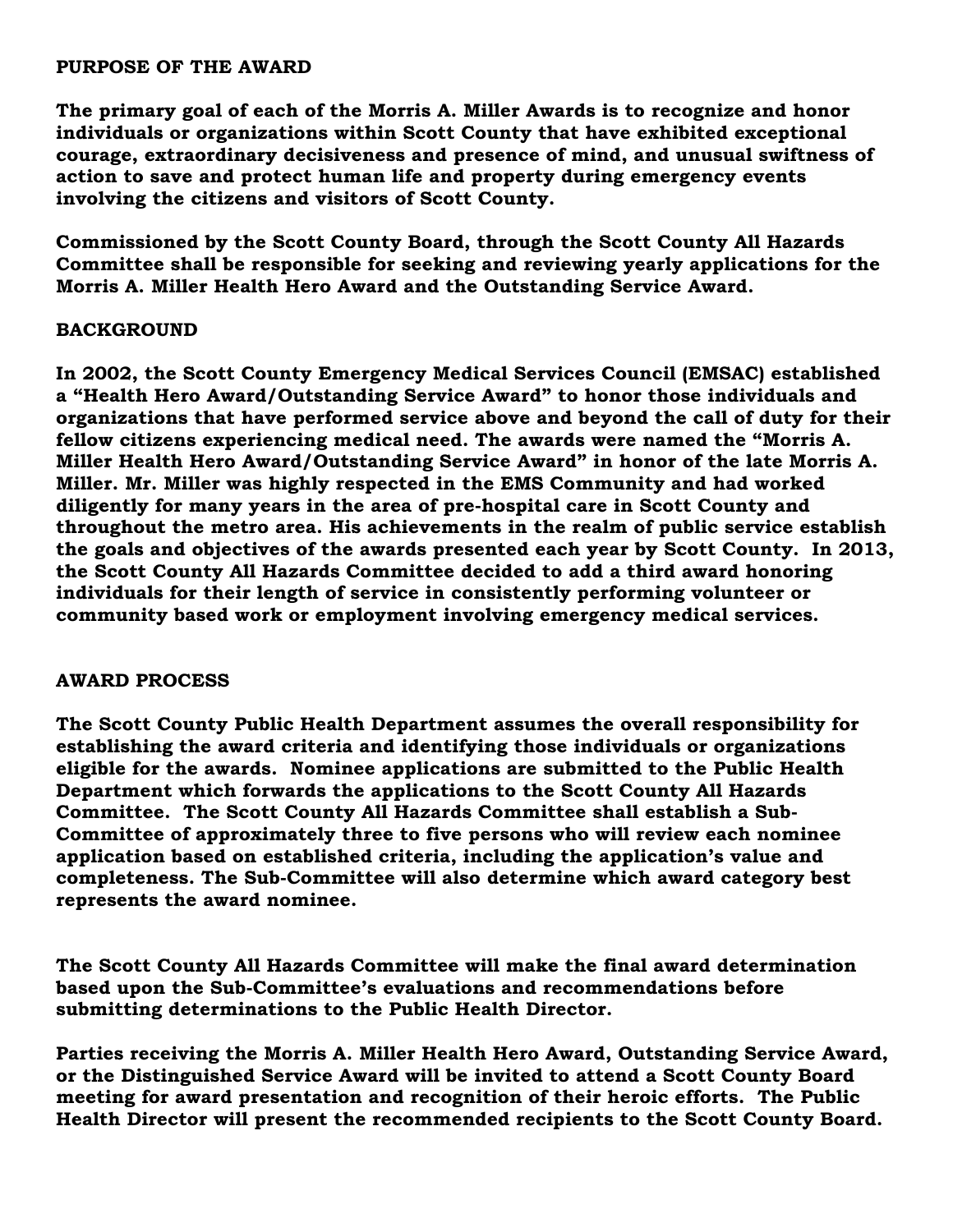## PURPOSE OF THE AWARD

**The primary goal of each of the Morris A. Miller Awards is to recognize and honor individuals or organizations within Scott County that have exhibited exceptional courage, extraordinary decisiveness and presence of mind, and unusual swiftness of action to save and protect human life and property during emergency events involving the citizens and visitors of Scott County.**

**Commissioned by the Scott County Board, through the Scott County All Hazards Committee shall be responsible for seeking and reviewing yearly applications for the Morris A. Miller Health Hero Award and the Outstanding Service Award.**

## BACKGROUND

**In 2002, the Scott County Emergency Medical Services Council (EMSAC) established a "Health Hero Award/Outstanding Service Award" to honor those individuals and organizations that have performed service above and beyond the call of duty for their fellow citizens experiencing medical need. The awards were named the "Morris A. Miller Health Hero Award/Outstanding Service Award" in honor of the late Morris A. Miller. Mr. Miller was highly respected in the EMS Community and had worked diligently for many years in the area of pre-hospital care in Scott County and throughout the metro area. His achievements in the realm of public service establish the goals and objectives of the awards presented each year by Scott County. In 2013, the Scott County All Hazards Committee decided to add a third award honoring individuals for their length of service in consistently performing volunteer or community based work or employment involving emergency medical services.**

## AWARD PROCESS

**The Scott County Public Health Department assumes the overall responsibility for establishing the award criteria and identifying those individuals or organizations eligible for the awards. Nominee applications are submitted to the Public Health Department which forwards the applications to the Scott County All Hazards Committee. The Scott County All Hazards Committee shall establish a Sub-Committee of approximately three to five persons who will review each nominee application based on established criteria, including the application's value and completeness. The Sub-Committee will also determine which award category best represents the award nominee.**

**The Scott County All Hazards Committee will make the final award determination based upon the Sub-Committee's evaluations and recommendations before submitting determinations to the Public Health Director.**

**Parties receiving the Morris A. Miller Health Hero Award, Outstanding Service Award, or the Distinguished Service Award will be invited to attend a Scott County Board meeting for award presentation and recognition of their heroic efforts. The Public Health Director will present the recommended recipients to the Scott County Board.**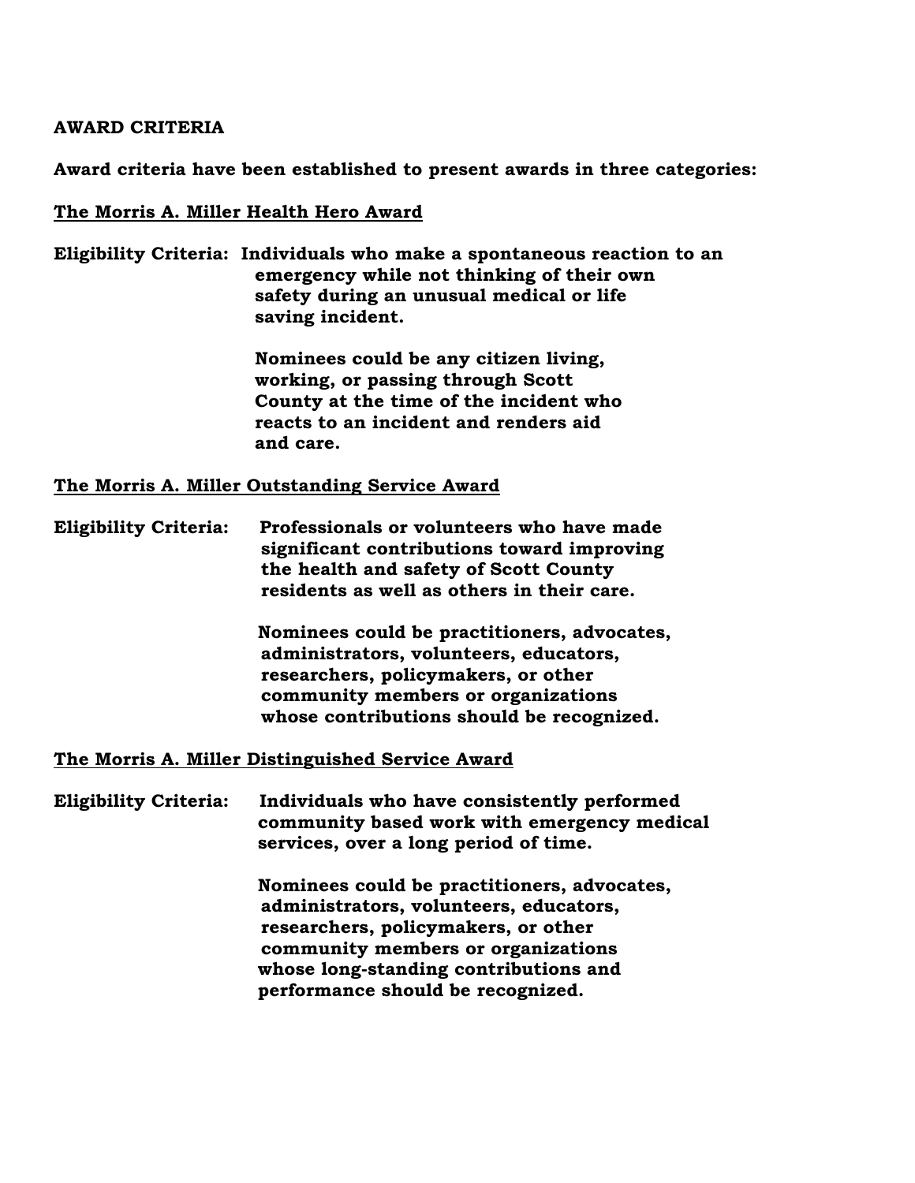**AWARD CRITERIA**

**Award criteria have been established to present awards in three categories:**

**<u>The Morris A. Miller Health Hero Award</u>**

**Eligibility Criteria:** **Individuals who make a spontaneous reaction to an emergency while not thinking of their own safety during an unusual medical or life saving incident.**

**Nominees could be any citizen living, working, or passing through Scott County at the time of the incident who reacts to an incident and renders aid and care.**

**<u>The Morris A. Miller Outstanding Service Award</u>**

**Eligibility Criteria:** **Professionals or volunteers who have made significant contributions toward improving the health and safety of Scott County residents as well as others in their care.**

**Nominees could be practitioners, advocates, administrators, volunteers, educators, researchers, policymakers, or other community members or organizations whose contributions should be recognized.**

**<u>The Morris A. Miller Distinguished Service Award</u>**

**Eligibility Criteria:** **Individuals who have consistently performed community based work with emergency medical services, over a long period of time.**

**Nominees could be practitioners, advocates, administrators, volunteers, educators, researchers, policymakers, or other community members or organizations whose long-standing contributions and performance should be recognized.**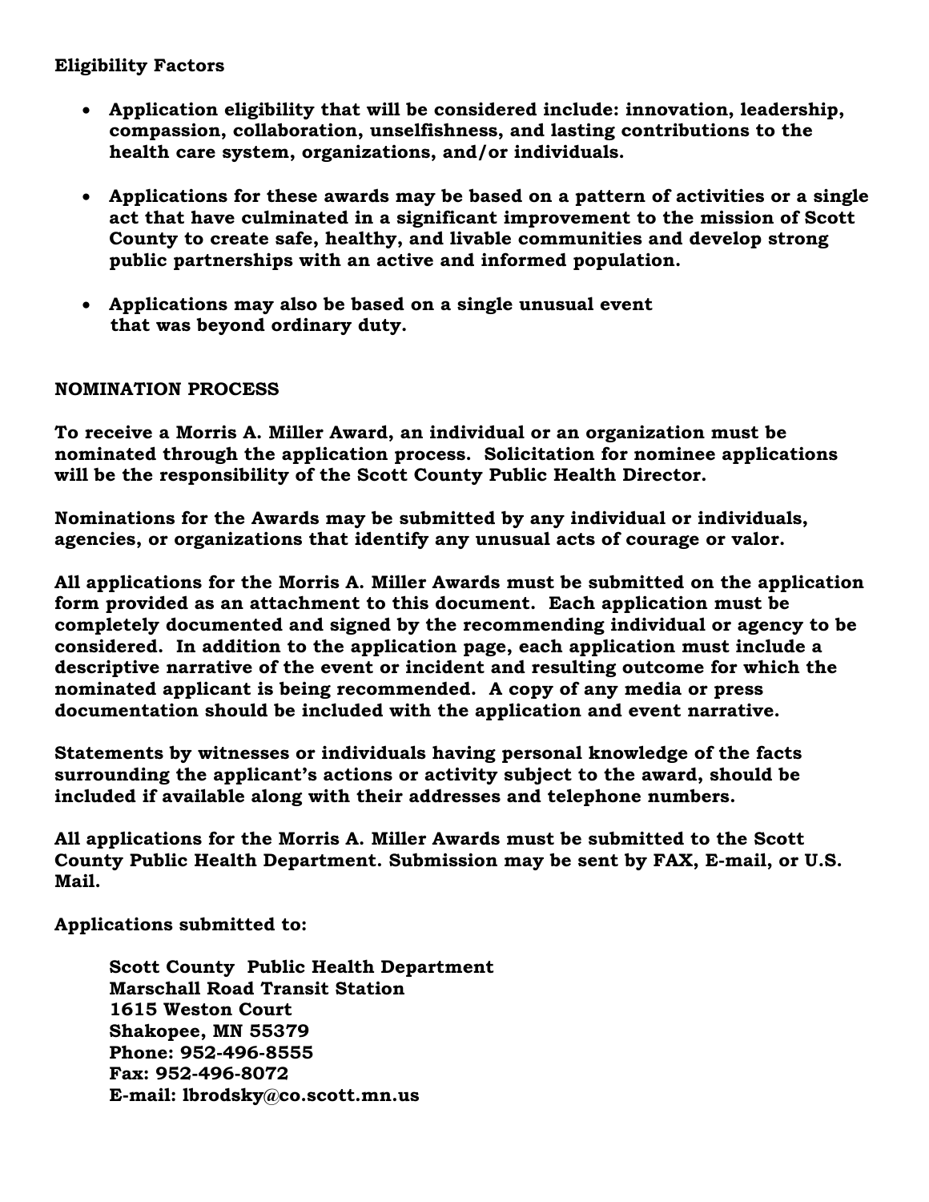**Eligibility Factors**

- **Application eligibility that will be considered include: innovation, leadership, compassion, collaboration, unselfishness, and lasting contributions to the health care system, organizations, and/or individuals.**

- **Applications for these awards may be based on a pattern of activities or a single act that have culminated in a significant improvement to the mission of Scott County to create safe, healthy, and livable communities and develop strong public partnerships with an active and informed population.**

- **Applications may also be based on a single unusual event that was beyond ordinary duty.**

**NOMINATION PROCESS**

**To receive a Morris A. Miller Award, an individual or an organization must be nominated through the application process. Solicitation for nominee applications will be the responsibility of the Scott County Public Health Director.**

**Nominations for the Awards may be submitted by any individual or individuals, agencies, or organizations that identify any unusual acts of courage or valor.**

**All applications for the Morris A. Miller Awards must be submitted on the application form provided as an attachment to this document. Each application must be completely documented and signed by the recommending individual or agency to be considered. In addition to the application page, each application must include a descriptive narrative of the event or incident and resulting outcome for which the nominated applicant is being recommended. A copy of any media or press documentation should be included with the application and event narrative.**

**Statements by witnesses or individuals having personal knowledge of the facts surrounding the applicant's actions or activity subject to the award, should be included if available along with their addresses and telephone numbers.**

**All applications for the Morris A. Miller Awards must be submitted to the Scott County Public Health Department. Submission may be sent by FAX, E-mail, or U.S. Mail.**

**Applications submitted to:**

> **Scott County Public Health Department**
> **Marschall Road Transit Station**
> **1615 Weston Court**
> **Shakopee, MN 55379**
> **Phone: 952-496-8555**
> **Fax: 952-496-8072**
> **E-mail: lbrodsky@co.scott.mn.us**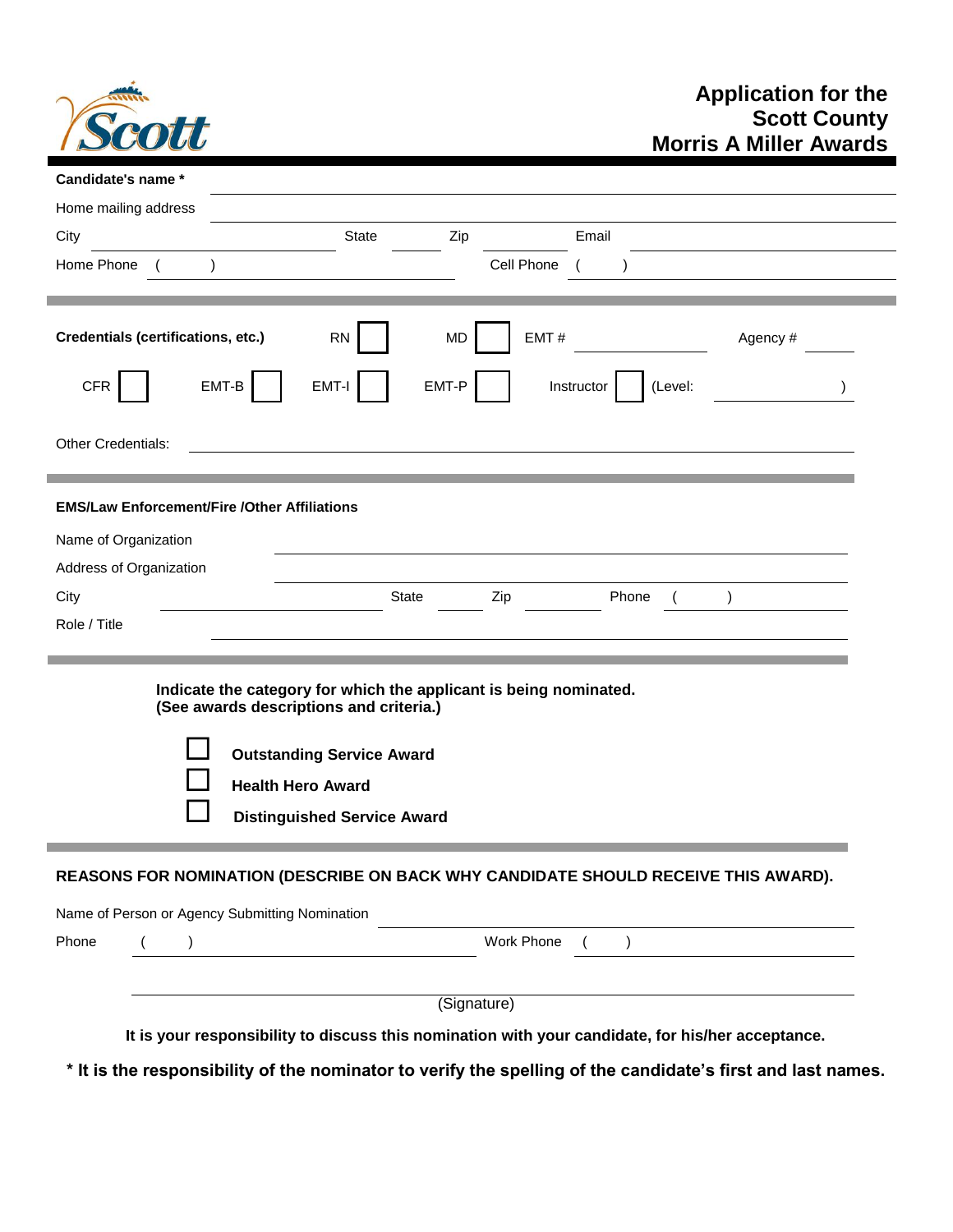# Application for the Scott County Morris A Miller Awards

**Candidate's name \***

Home mailing address

City &nbsp;&nbsp;&nbsp; State &nbsp;&nbsp;&nbsp; Zip &nbsp;&nbsp;&nbsp; Email

Home Phone ( &nbsp;&nbsp; ) &nbsp;&nbsp;&nbsp; Cell Phone ( &nbsp;&nbsp; )

---

**Credentials (certifications, etc.)** &nbsp;&nbsp; RN ☐ &nbsp;&nbsp; MD ☐ &nbsp;&nbsp; EMT # &nbsp;&nbsp;&nbsp; Agency #

CFR ☐ &nbsp;&nbsp; EMT-B ☐ &nbsp;&nbsp; EMT-I ☐ &nbsp;&nbsp; EMT-P ☐ &nbsp;&nbsp; Instructor ☐ (Level: &nbsp;&nbsp;&nbsp;&nbsp; )

Other Credentials:

---

**EMS/Law Enforcement/Fire /Other Affiliations**

Name of Organization

Address of Organization

City &nbsp;&nbsp;&nbsp; State &nbsp;&nbsp;&nbsp; Zip &nbsp;&nbsp;&nbsp; Phone ( &nbsp;&nbsp; )

Role / Title

---

**Indicate the category for which the applicant is being nominated.**
**(See awards descriptions and criteria.)**

- ☐ **Outstanding Service Award**
- ☐ **Health Hero Award**
- ☐ **Distinguished Service Award**

---

**REASONS FOR NOMINATION (DESCRIBE ON BACK WHY CANDIDATE SHOULD RECEIVE THIS AWARD).**

Name of Person or Agency Submitting Nomination

Phone ( &nbsp;&nbsp; ) &nbsp;&nbsp;&nbsp; Work Phone ( &nbsp;&nbsp; )

(Signature)

**It is your responsibility to discuss this nomination with your candidate, for his/her acceptance.**

**\* It is the responsibility of the nominator to verify the spelling of the candidate's first and last names.**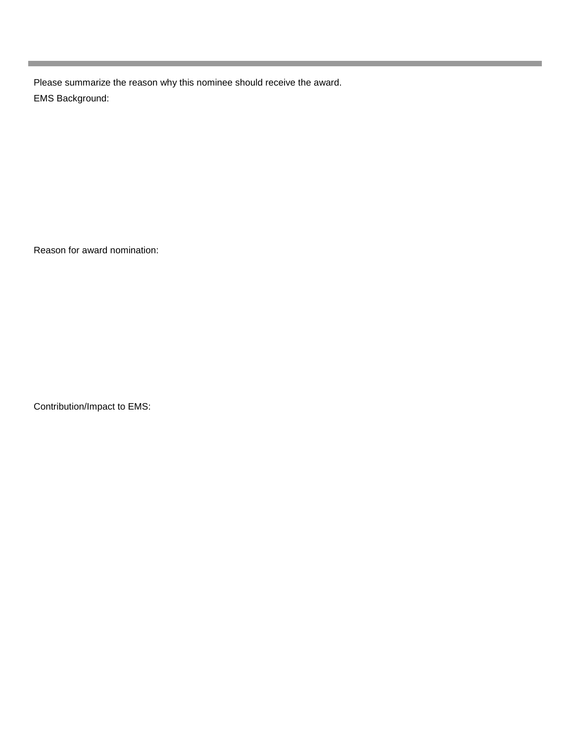Please summarize the reason why this nominee should receive the award.

EMS Background:

Reason for award nomination:

Contribution/Impact to EMS: